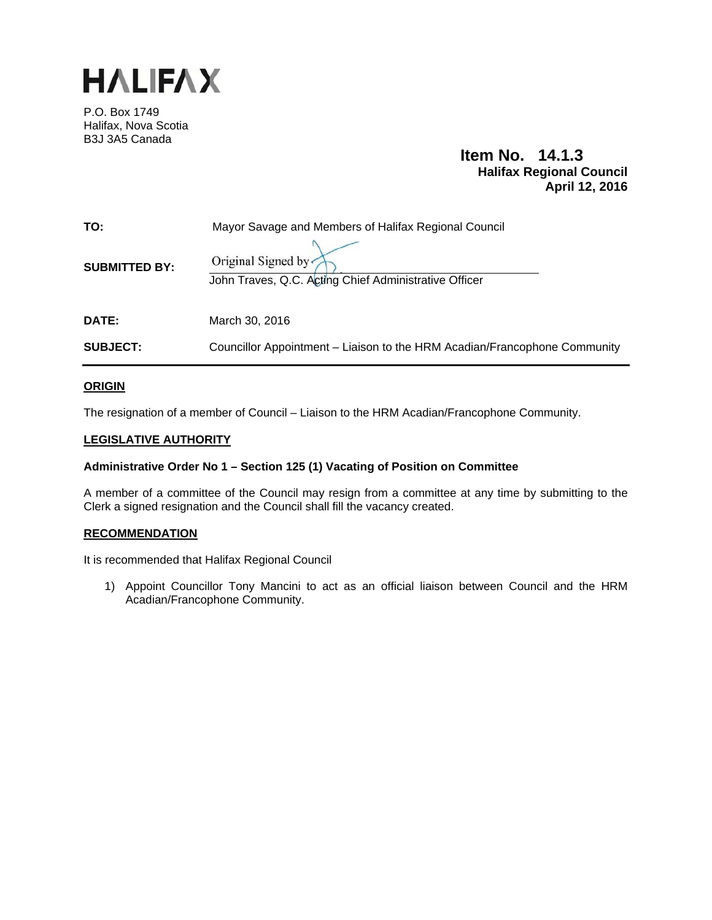# HALIFAX

P.O. Box 1749
Halifax, Nova Scotia
B3J 3A5 Canada

**Item No. 14.1.3**
**Halifax Regional Council**
**April 12, 2016**

**TO:** Mayor Savage and Members of Halifax Regional Council

**SUBMITTED BY:** Original Signed by
John Traves, Q.C. Acting Chief Administrative Officer

**DATE:** March 30, 2016

**SUBJECT:** Councillor Appointment – Liaison to the HRM Acadian/Francophone Community

## ORIGIN

The resignation of a member of Council – Liaison to the HRM Acadian/Francophone Community.

## LEGISLATIVE AUTHORITY

**Administrative Order No 1 – Section 125 (1) Vacating of Position on Committee**

A member of a committee of the Council may resign from a committee at any time by submitting to the Clerk a signed resignation and the Council shall fill the vacancy created.

## RECOMMENDATION

It is recommended that Halifax Regional Council

1) Appoint Councillor Tony Mancini to act as an official liaison between Council and the HRM Acadian/Francophone Community.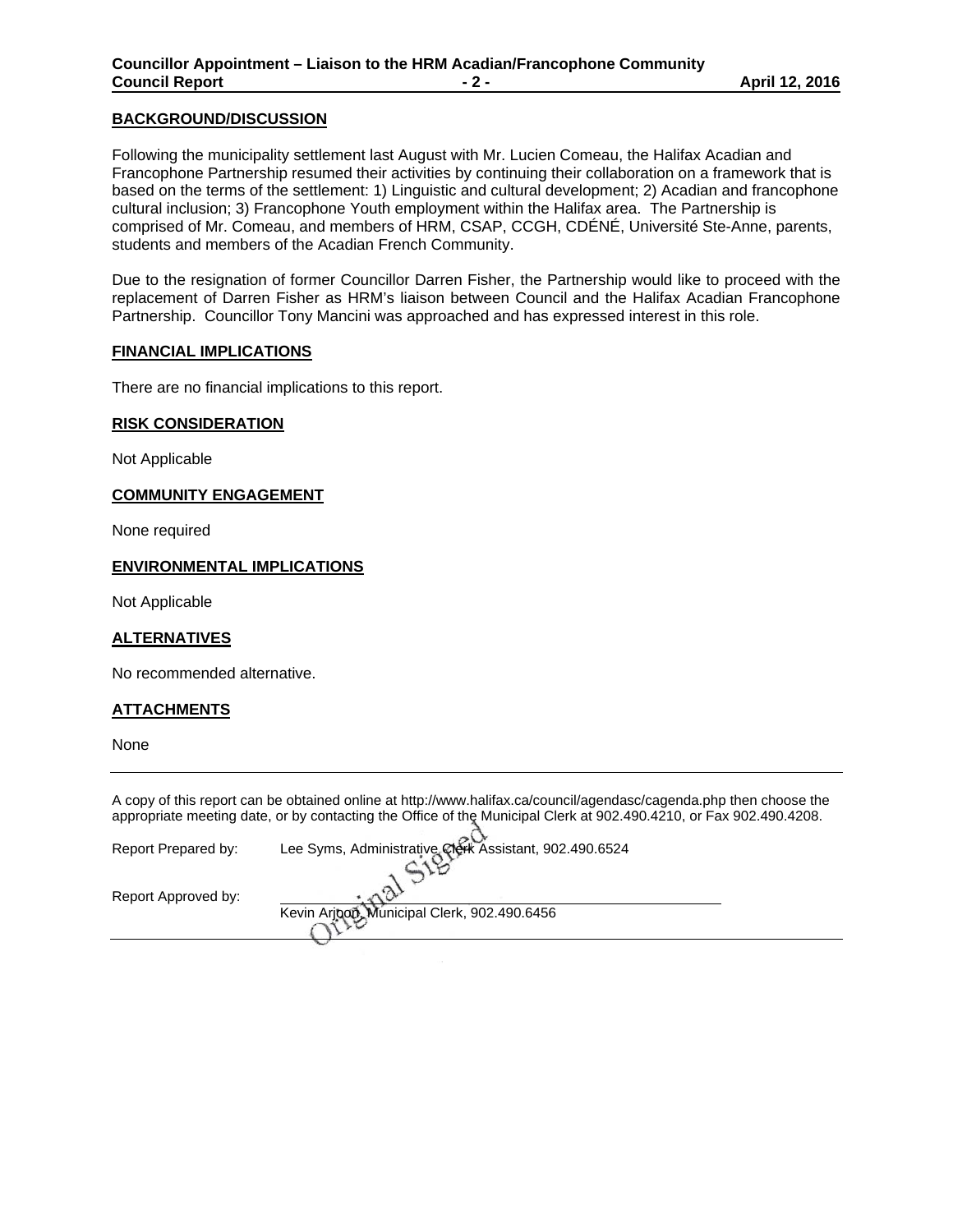## BACKGROUND/DISCUSSION

Following the municipality settlement last August with Mr. Lucien Comeau, the Halifax Acadian and Francophone Partnership resumed their activities by continuing their collaboration on a framework that is based on the terms of the settlement: 1) Linguistic and cultural development; 2) Acadian and francophone cultural inclusion; 3) Francophone Youth employment within the Halifax area. The Partnership is comprised of Mr. Comeau, and members of HRM, CSAP, CCGH, CDÉNÉ, Université Ste-Anne, parents, students and members of the Acadian French Community.

Due to the resignation of former Councillor Darren Fisher, the Partnership would like to proceed with the replacement of Darren Fisher as HRM's liaison between Council and the Halifax Acadian Francophone Partnership. Councillor Tony Mancini was approached and has expressed interest in this role.

## FINANCIAL IMPLICATIONS

There are no financial implications to this report.

## RISK CONSIDERATION

Not Applicable

## COMMUNITY ENGAGEMENT

None required

## ENVIRONMENTAL IMPLICATIONS

Not Applicable

## ALTERNATIVES

No recommended alternative.

## ATTACHMENTS

None

---

A copy of this report can be obtained online at http://www.halifax.ca/council/agendasc/cagenda.php then choose the appropriate meeting date, or by contacting the Office of the Municipal Clerk at 902.490.4210, or Fax 902.490.4208.

Report Prepared by: Lee Syms, Administrative Clerk Assistant, 902.490.6524

Report Approved by: Original Signed
Kevin Arjoon, Municipal Clerk, 902.490.6456